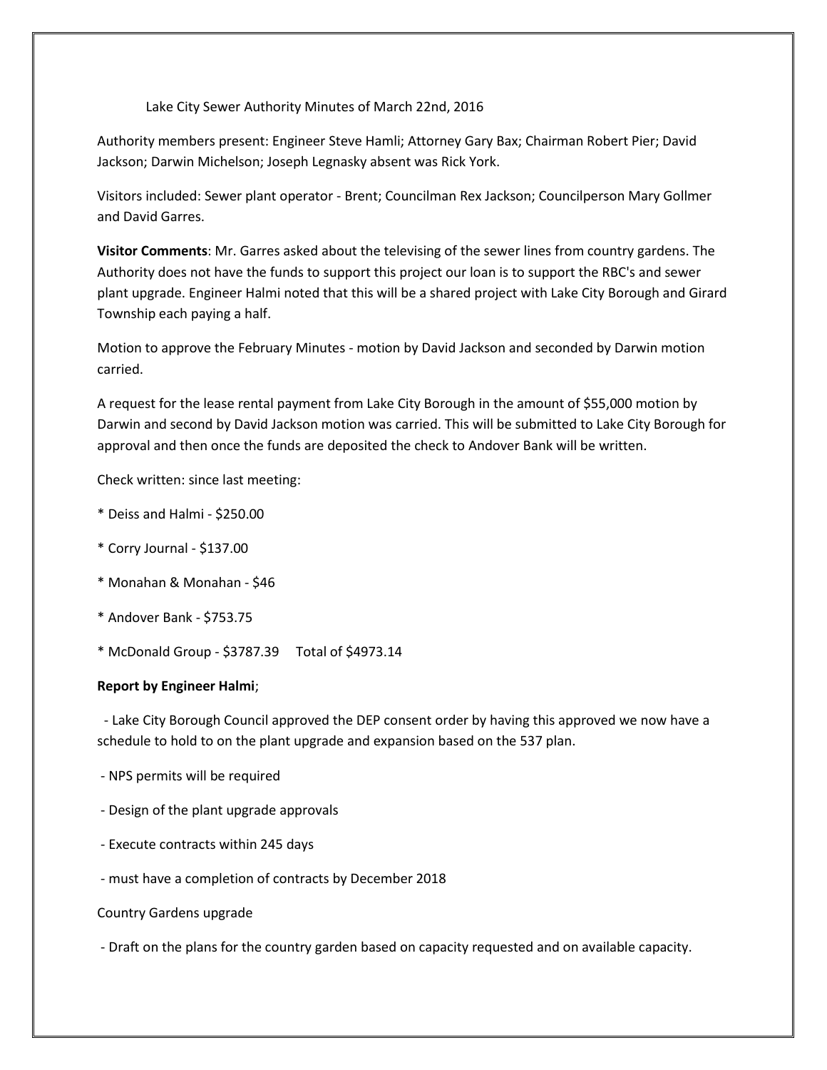Lake City Sewer Authority Minutes of March 22nd, 2016

Authority members present: Engineer Steve Hamli; Attorney Gary Bax; Chairman Robert Pier; David Jackson; Darwin Michelson; Joseph Legnasky absent was Rick York.

Visitors included: Sewer plant operator - Brent; Councilman Rex Jackson; Councilperson Mary Gollmer and David Garres.

**Visitor Comments**: Mr. Garres asked about the televising of the sewer lines from country gardens. The Authority does not have the funds to support this project our loan is to support the RBC's and sewer plant upgrade. Engineer Halmi noted that this will be a shared project with Lake City Borough and Girard Township each paying a half.

Motion to approve the February Minutes - motion by David Jackson and seconded by Darwin motion carried.

A request for the lease rental payment from Lake City Borough in the amount of $55,000 motion by Darwin and second by David Jackson motion was carried. This will be submitted to Lake City Borough for approval and then once the funds are deposited the check to Andover Bank will be written.

Check written: since last meeting:

* Deiss and Halmi - $250.00
* Corry Journal - $137.00
* Monahan & Monahan - $46
* Andover Bank - $753.75
* McDonald Group - $3787.39     Total of $4973.14

**Report by Engineer Halmi**;

- Lake City Borough Council approved the DEP consent order by having this approved we now have a schedule to hold to on the plant upgrade and expansion based on the 537 plan.
- NPS permits will be required
- Design of the plant upgrade approvals
- Execute contracts within 245 days
- must have a completion of contracts by December 2018

Country Gardens upgrade

- Draft on the plans for the country garden based on capacity requested and on available capacity.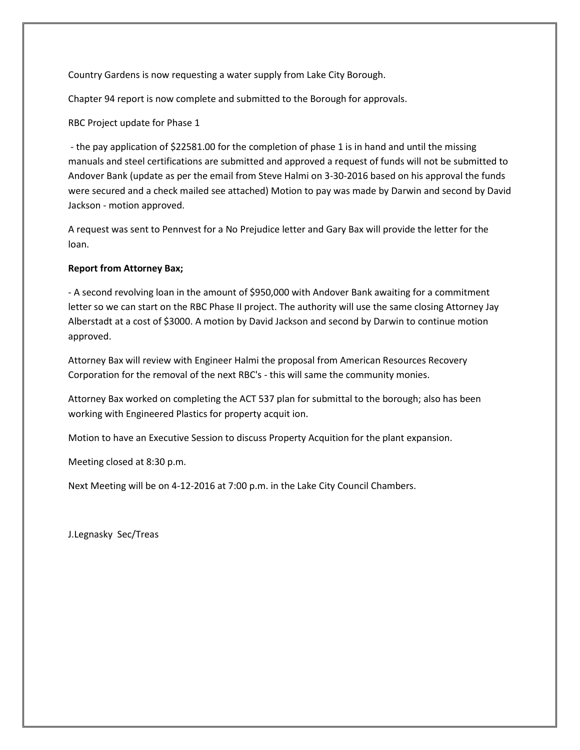Country Gardens is now requesting a water supply from Lake City Borough.

Chapter 94 report is now complete and submitted to the Borough for approvals.

RBC Project update for Phase 1

- the pay application of $22581.00 for the completion of phase 1 is in hand and until the missing manuals and steel certifications are submitted and approved a request of funds will not be submitted to Andover Bank (update as per the email from Steve Halmi on 3-30-2016 based on his approval the funds were secured and a check mailed see attached) Motion to pay was made by Darwin and second by David Jackson - motion approved.

A request was sent to Pennvest for a No Prejudice letter and Gary Bax will provide the letter for the loan.

**Report from Attorney Bax;**

- A second revolving loan in the amount of $950,000 with Andover Bank awaiting for a commitment letter so we can start on the RBC Phase II project. The authority will use the same closing Attorney Jay Alberstadt at a cost of $3000. A motion by David Jackson and second by Darwin to continue motion approved.

Attorney Bax will review with Engineer Halmi the proposal from American Resources Recovery Corporation for the removal of the next RBC's - this will same the community monies.

Attorney Bax worked on completing the ACT 537 plan for submittal to the borough; also has been working with Engineered Plastics for property acquit ion.

Motion to have an Executive Session to discuss Property Acquition for the plant expansion.

Meeting closed at 8:30 p.m.

Next Meeting will be on 4-12-2016 at 7:00 p.m. in the Lake City Council Chambers.

J.Legnasky Sec/Treas